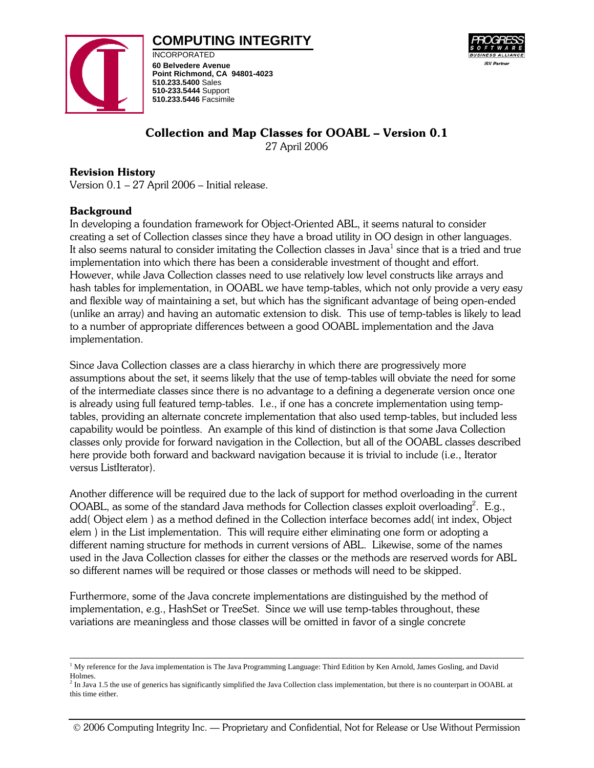**COMPUTING INTEGRITY**
INCORPORATED
**60 Belvedere Avenue**
**Point Richmond, CA 94801-4023**
**510.233.5400** Sales
**510-233.5444** Support
**510.233.5446** Facsimile

# Collection and Map Classes for OOABL – Version 0.1

27 April 2006

## Revision History

Version 0.1 – 27 April 2006 – Initial release.

## Background

In developing a foundation framework for Object-Oriented ABL, it seems natural to consider creating a set of Collection classes since they have a broad utility in OO design in other languages. It also seems natural to consider imitating the Collection classes in Java[1] since that is a tried and true implementation into which there has been a considerable investment of thought and effort. However, while Java Collection classes need to use relatively low level constructs like arrays and hash tables for implementation, in OOABL we have temp-tables, which not only provide a very easy and flexible way of maintaining a set, but which has the significant advantage of being open-ended (unlike an array) and having an automatic extension to disk. This use of temp-tables is likely to lead to a number of appropriate differences between a good OOABL implementation and the Java implementation.

Since Java Collection classes are a class hierarchy in which there are progressively more assumptions about the set, it seems likely that the use of temp-tables will obviate the need for some of the intermediate classes since there is no advantage to a defining a degenerate version once one is already using full featured temp-tables. I.e., if one has a concrete implementation using temp-tables, providing an alternate concrete implementation that also used temp-tables, but included less capability would be pointless. An example of this kind of distinction is that some Java Collection classes only provide for forward navigation in the Collection, but all of the OOABL classes described here provide both forward and backward navigation because it is trivial to include (i.e., Iterator versus ListIterator).

Another difference will be required due to the lack of support for method overloading in the current OOABL, as some of the standard Java methods for Collection classes exploit overloading[2]. E.g., add( Object elem ) as a method defined in the Collection interface becomes add( int index, Object elem ) in the List implementation. This will require either eliminating one form or adopting a different naming structure for methods in current versions of ABL. Likewise, some of the names used in the Java Collection classes for either the classes or the methods are reserved words for ABL so different names will be required or those classes or methods will need to be skipped.

Furthermore, some of the Java concrete implementations are distinguished by the method of implementation, e.g., HashSet or TreeSet. Since we will use temp-tables throughout, these variations are meaningless and those classes will be omitted in favor of a single concrete

---

[1] My reference for the Java implementation is The Java Programming Language: Third Edition by Ken Arnold, James Gosling, and David Holmes.

[2] In Java 1.5 the use of generics has significantly simplified the Java Collection class implementation, but there is no counterpart in OOABL at this time either.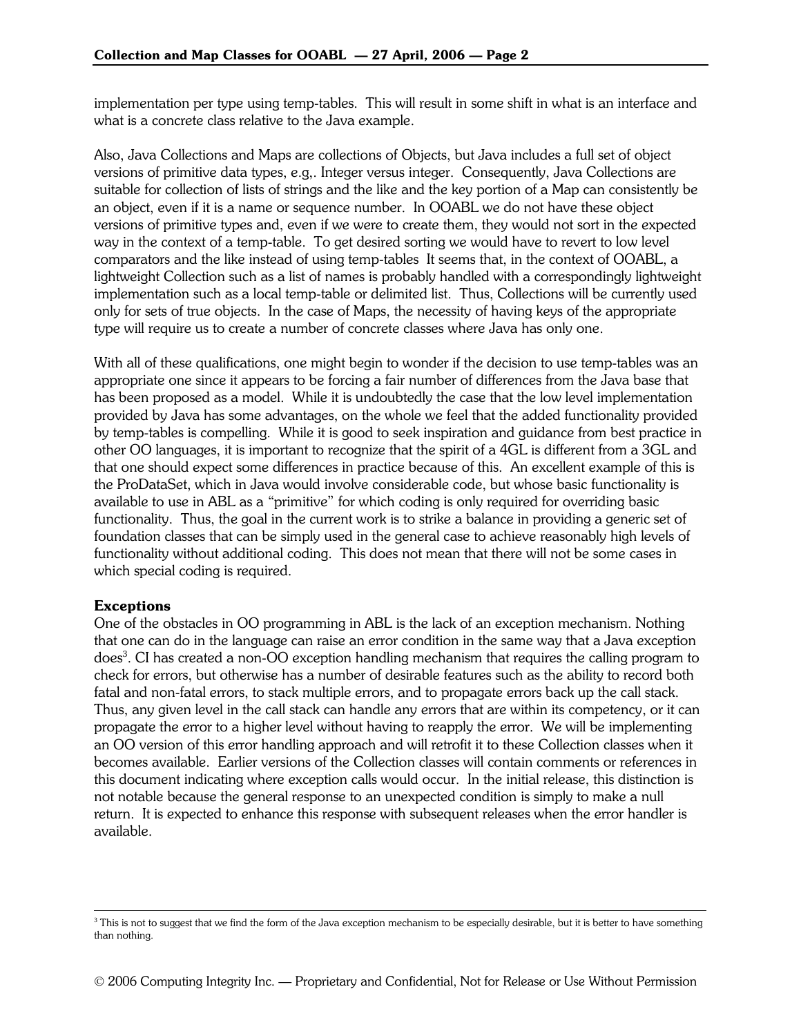implementation per type using temp-tables. This will result in some shift in what is an interface and what is a concrete class relative to the Java example.

Also, Java Collections and Maps are collections of Objects, but Java includes a full set of object versions of primitive data types, e.g,. Integer versus integer. Consequently, Java Collections are suitable for collection of lists of strings and the like and the key portion of a Map can consistently be an object, even if it is a name or sequence number. In OOABL we do not have these object versions of primitive types and, even if we were to create them, they would not sort in the expected way in the context of a temp-table. To get desired sorting we would have to revert to low level comparators and the like instead of using temp-tables It seems that, in the context of OOABL, a lightweight Collection such as a list of names is probably handled with a correspondingly lightweight implementation such as a local temp-table or delimited list. Thus, Collections will be currently used only for sets of true objects. In the case of Maps, the necessity of having keys of the appropriate type will require us to create a number of concrete classes where Java has only one.

With all of these qualifications, one might begin to wonder if the decision to use temp-tables was an appropriate one since it appears to be forcing a fair number of differences from the Java base that has been proposed as a model. While it is undoubtedly the case that the low level implementation provided by Java has some advantages, on the whole we feel that the added functionality provided by temp-tables is compelling. While it is good to seek inspiration and guidance from best practice in other OO languages, it is important to recognize that the spirit of a 4GL is different from a 3GL and that one should expect some differences in practice because of this. An excellent example of this is the ProDataSet, which in Java would involve considerable code, but whose basic functionality is available to use in ABL as a "primitive" for which coding is only required for overriding basic functionality. Thus, the goal in the current work is to strike a balance in providing a generic set of foundation classes that can be simply used in the general case to achieve reasonably high levels of functionality without additional coding. This does not mean that there will not be some cases in which special coding is required.

**Exceptions**

One of the obstacles in OO programming in ABL is the lack of an exception mechanism. Nothing that one can do in the language can raise an error condition in the same way that a Java exception does[3]. CI has created a non-OO exception handling mechanism that requires the calling program to check for errors, but otherwise has a number of desirable features such as the ability to record both fatal and non-fatal errors, to stack multiple errors, and to propagate errors back up the call stack. Thus, any given level in the call stack can handle any errors that are within its competency, or it can propagate the error to a higher level without having to reapply the error. We will be implementing an OO version of this error handling approach and will retrofit it to these Collection classes when it becomes available. Earlier versions of the Collection classes will contain comments or references in this document indicating where exception calls would occur. In the initial release, this distinction is not notable because the general response to an unexpected condition is simply to make a null return. It is expected to enhance this response with subsequent releases when the error handler is available.

[3] This is not to suggest that we find the form of the Java exception mechanism to be especially desirable, but it is better to have something than nothing.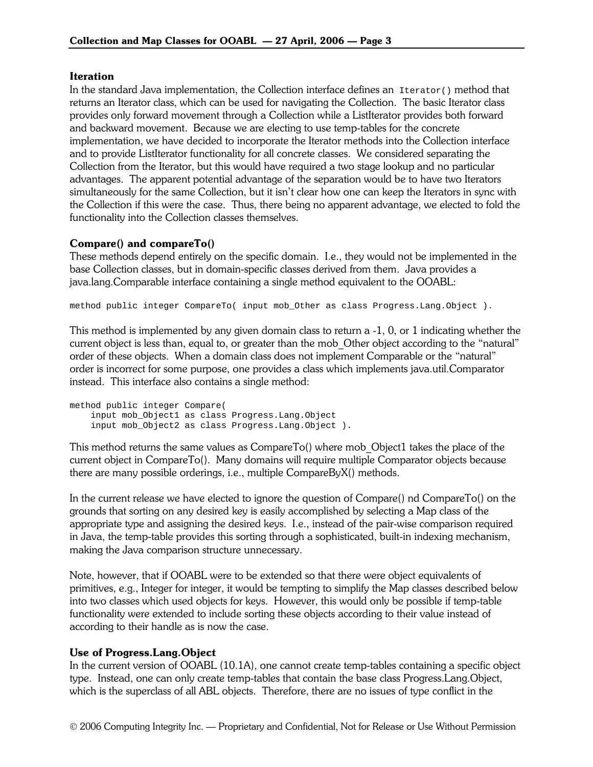### Iteration

In the standard Java implementation, the Collection interface defines an `Iterator()` method that returns an Iterator class, which can be used for navigating the Collection. The basic Iterator class provides only forward movement through a Collection while a ListIterator provides both forward and backward movement. Because we are electing to use temp-tables for the concrete implementation, we have decided to incorporate the Iterator methods into the Collection interface and to provide ListIterator functionality for all concrete classes. We considered separating the Collection from the Iterator, but this would have required a two stage lookup and no particular advantages. The apparent potential advantage of the separation would be to have two Iterators simultaneously for the same Collection, but it isn't clear how one can keep the Iterators in sync with the Collection if this were the case. Thus, there being no apparent advantage, we elected to fold the functionality into the Collection classes themselves.

### Compare() and compareTo()

These methods depend entirely on the specific domain. I.e., they would not be implemented in the base Collection classes, but in domain-specific classes derived from them. Java provides a java.lang.Comparable interface containing a single method equivalent to the OOABL:

```
method public integer CompareTo( input mob_Other as class Progress.Lang.Object ).
```

This method is implemented by any given domain class to return a -1, 0, or 1 indicating whether the current object is less than, equal to, or greater than the mob_Other object according to the "natural" order of these objects. When a domain class does not implement Comparable or the "natural" order is incorrect for some purpose, one provides a class which implements java.util.Comparator instead. This interface also contains a single method:

```
method public integer Compare(
    input mob_Object1 as class Progress.Lang.Object
    input mob_Object2 as class Progress.Lang.Object ).
```

This method returns the same values as CompareTo() where mob_Object1 takes the place of the current object in CompareTo(). Many domains will require multiple Comparator objects because there are many possible orderings, i.e., multiple CompareByX() methods.

In the current release we have elected to ignore the question of Compare() nd CompareTo() on the grounds that sorting on any desired key is easily accomplished by selecting a Map class of the appropriate type and assigning the desired keys. I.e., instead of the pair-wise comparison required in Java, the temp-table provides this sorting through a sophisticated, built-in indexing mechanism, making the Java comparison structure unnecessary.

Note, however, that if OOABL were to be extended so that there were object equivalents of primitives, e.g., Integer for integer, it would be tempting to simplify the Map classes described below into two classes which used objects for keys. However, this would only be possible if temp-table functionality were extended to include sorting these objects according to their value instead of according to their handle as is now the case.

### Use of Progress.Lang.Object

In the current version of OOABL (10.1A), one cannot create temp-tables containing a specific object type. Instead, one can only create temp-tables that contain the base class Progress.Lang.Object, which is the superclass of all ABL objects. Therefore, there are no issues of type conflict in the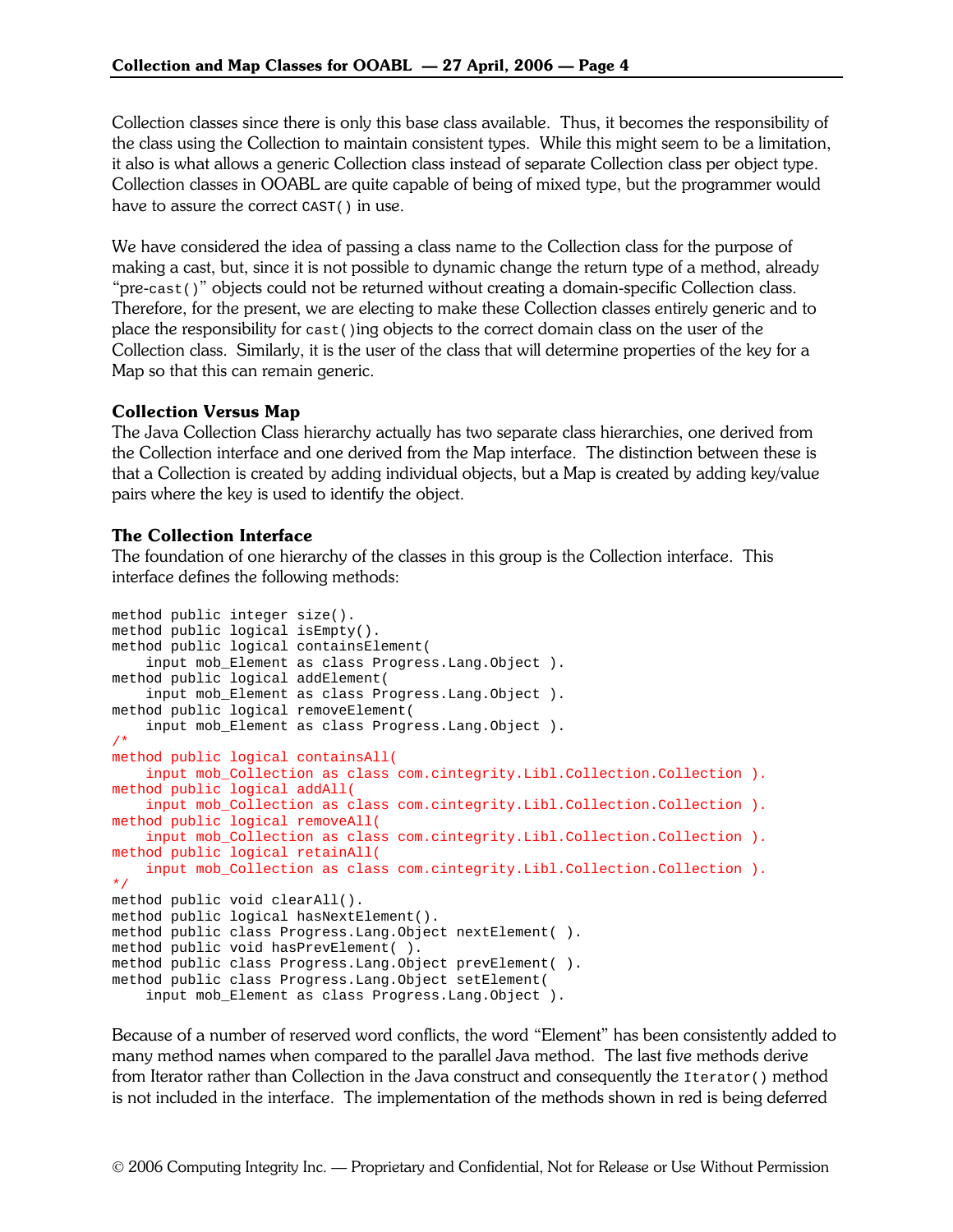Collection classes since there is only this base class available. Thus, it becomes the responsibility of the class using the Collection to maintain consistent types. While this might seem to be a limitation, it also is what allows a generic Collection class instead of separate Collection class per object type. Collection classes in OOABL are quite capable of being of mixed type, but the programmer would have to assure the correct `CAST()` in use.

We have considered the idea of passing a class name to the Collection class for the purpose of making a cast, but, since it is not possible to dynamic change the return type of a method, already "pre-`cast()`" objects could not be returned without creating a domain-specific Collection class. Therefore, for the present, we are electing to make these Collection classes entirely generic and to place the responsibility for `cast()`ing objects to the correct domain class on the user of the Collection class. Similarly, it is the user of the class that will determine properties of the key for a Map so that this can remain generic.

### Collection Versus Map

The Java Collection Class hierarchy actually has two separate class hierarchies, one derived from the Collection interface and one derived from the Map interface. The distinction between these is that a Collection is created by adding individual objects, but a Map is created by adding key/value pairs where the key is used to identify the object.

### The Collection Interface

The foundation of one hierarchy of the classes in this group is the Collection interface. This interface defines the following methods:

```
method public integer size().
method public logical isEmpty().
method public logical containsElement(
    input mob_Element as class Progress.Lang.Object ).
method public logical addElement(
    input mob_Element as class Progress.Lang.Object ).
method public logical removeElement(
    input mob_Element as class Progress.Lang.Object ).
/*
method public logical containsAll(
    input mob_Collection as class com.cintegrity.Libl.Collection.Collection ).
method public logical addAll(
    input mob_Collection as class com.cintegrity.Libl.Collection.Collection ).
method public logical removeAll(
    input mob_Collection as class com.cintegrity.Libl.Collection.Collection ).
method public logical retainAll(
    input mob_Collection as class com.cintegrity.Libl.Collection.Collection ).
*/
method public void clearAll().
method public logical hasNextElement().
method public class Progress.Lang.Object nextElement( ).
method public void hasPrevElement( ).
method public class Progress.Lang.Object prevElement( ).
method public class Progress.Lang.Object setElement(
    input mob_Element as class Progress.Lang.Object ).
```

Because of a number of reserved word conflicts, the word "Element" has been consistently added to many method names when compared to the parallel Java method. The last five methods derive from Iterator rather than Collection in the Java construct and consequently the `Iterator()` method is not included in the interface. The implementation of the methods shown in red is being deferred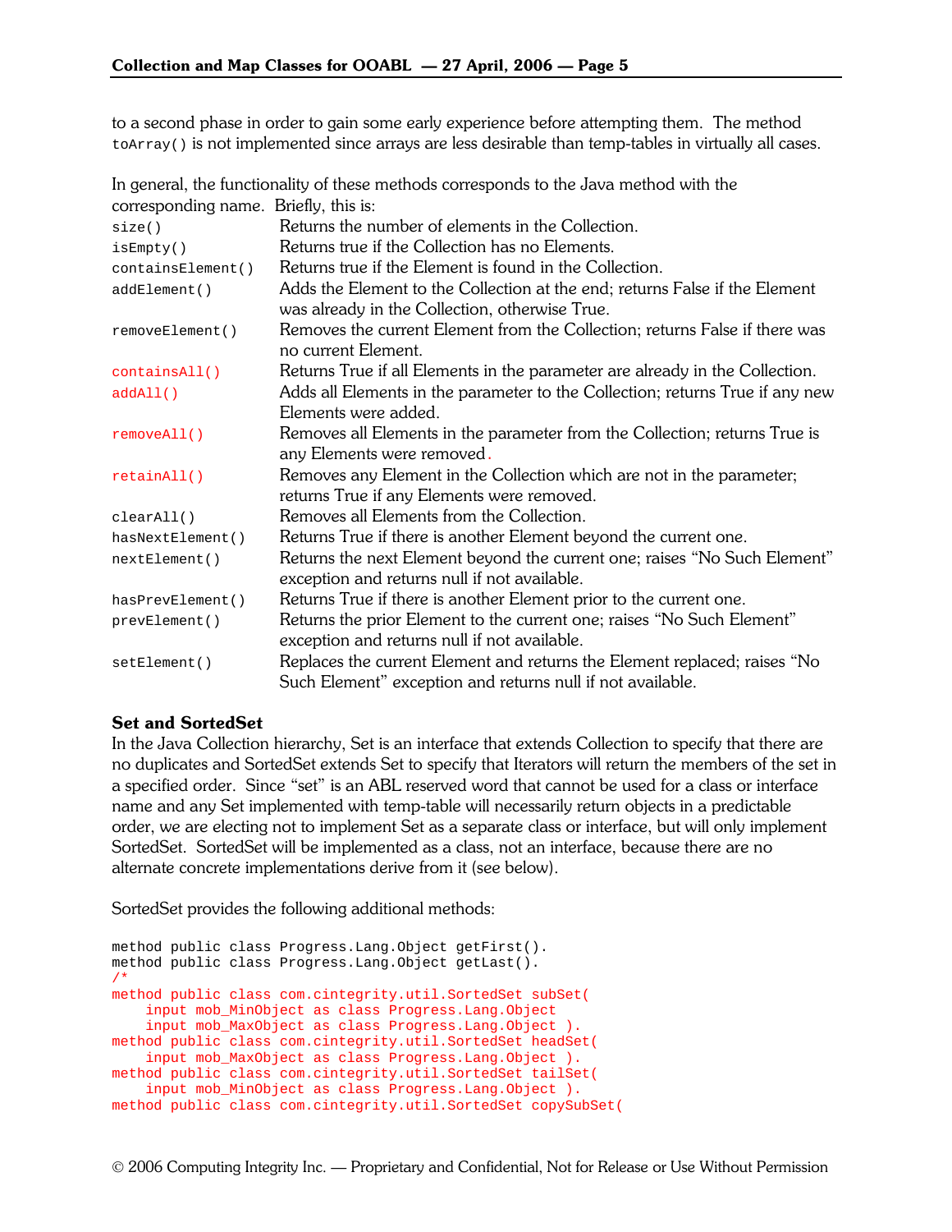to a second phase in order to gain some early experience before attempting them. The method `toArray()` is not implemented since arrays are less desirable than temp-tables in virtually all cases.

In general, the functionality of these methods corresponds to the Java method with the corresponding name. Briefly, this is:

| | |
|---|---|
| `size()` | Returns the number of elements in the Collection. |
| `isEmpty()` | Returns true if the Collection has no Elements. |
| `containsElement()` | Returns true if the Element is found in the Collection. |
| `addElement()` | Adds the Element to the Collection at the end; returns False if the Element was already in the Collection, otherwise True. |
| `removeElement()` | Removes the current Element from the Collection; returns False if there was no current Element. |
| `containsAll()` | Returns True if all Elements in the parameter are already in the Collection. |
| `addAll()` | Adds all Elements in the parameter to the Collection; returns True if any new Elements were added. |
| `removeAll()` | Removes all Elements in the parameter from the Collection; returns True is any Elements were removed. |
| `retainAll()` | Removes any Element in the Collection which are not in the parameter; returns True if any Elements were removed. |
| `clearAll()` | Removes all Elements from the Collection. |
| `hasNextElement()` | Returns True if there is another Element beyond the current one. |
| `nextElement()` | Returns the next Element beyond the current one; raises “No Such Element” exception and returns null if not available. |
| `hasPrevElement()` | Returns True if there is another Element prior to the current one. |
| `prevElement()` | Returns the prior Element to the current one; raises “No Such Element” exception and returns null if not available. |
| `setElement()` | Replaces the current Element and returns the Element replaced; raises “No Such Element” exception and returns null if not available. |

**Set and SortedSet**

In the Java Collection hierarchy, Set is an interface that extends Collection to specify that there are no duplicates and SortedSet extends Set to specify that Iterators will return the members of the set in a specified order. Since “set” is an ABL reserved word that cannot be used for a class or interface name and any Set implemented with temp-table will necessarily return objects in a predictable order, we are electing not to implement Set as a separate class or interface, but will only implement SortedSet. SortedSet will be implemented as a class, not an interface, because there are no alternate concrete implementations derive from it (see below).

SortedSet provides the following additional methods:

```
method public class Progress.Lang.Object getFirst().
method public class Progress.Lang.Object getLast().
/*
method public class com.cintegrity.util.SortedSet subSet(
    input mob_MinObject as class Progress.Lang.Object
    input mob_MaxObject as class Progress.Lang.Object ).
method public class com.cintegrity.util.SortedSet headSet(
    input mob_MaxObject as class Progress.Lang.Object ).
method public class com.cintegrity.util.SortedSet tailSet(
    input mob_MinObject as class Progress.Lang.Object ).
method public class com.cintegrity.util.SortedSet copySubSet(
```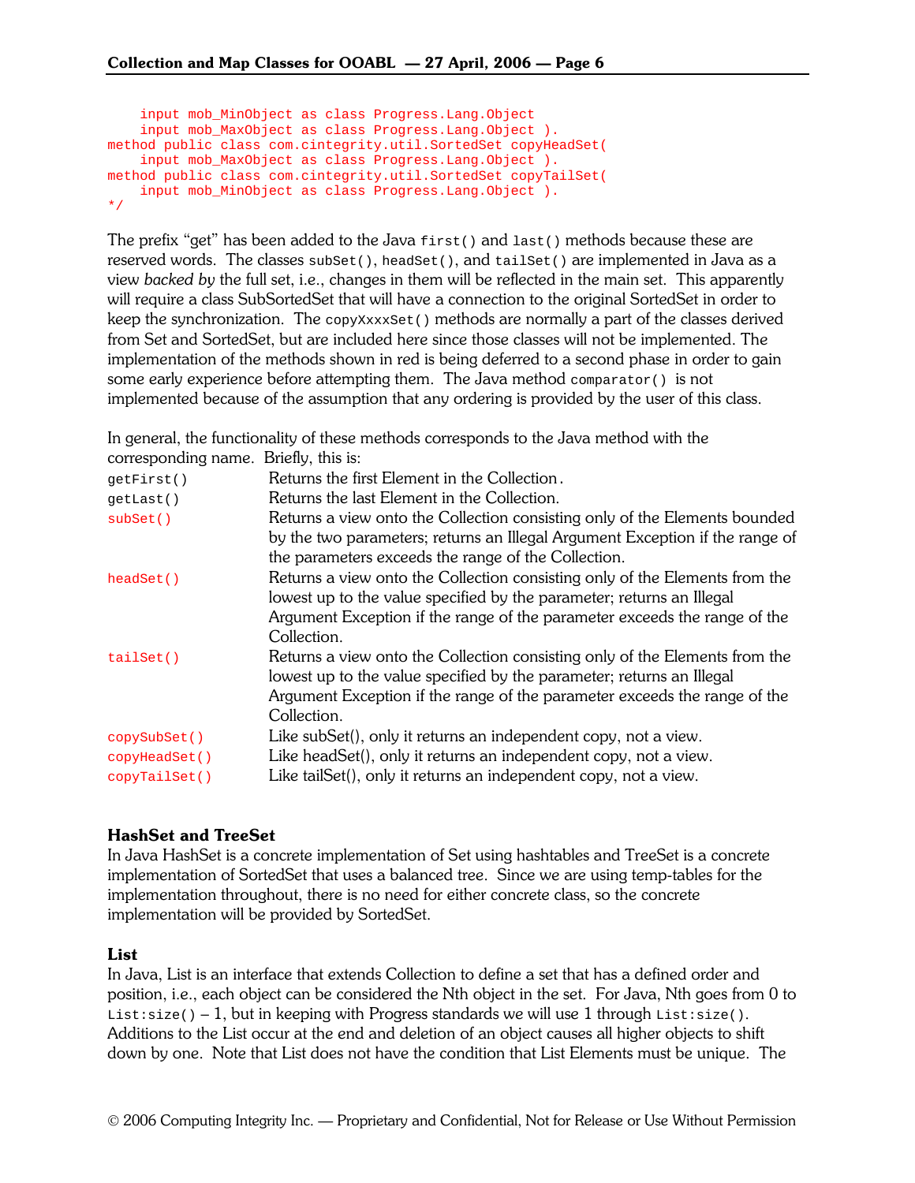```
    input mob_MinObject as class Progress.Lang.Object
    input mob_MaxObject as class Progress.Lang.Object ).
method public class com.cintegrity.util.SortedSet copyHeadSet(
    input mob_MaxObject as class Progress.Lang.Object ).
method public class com.cintegrity.util.SortedSet copyTailSet(
    input mob_MinObject as class Progress.Lang.Object ).
*/
```

The prefix "get" has been added to the Java `first()` and `last()` methods because these are reserved words. The classes `subSet()`, `headSet()`, and `tailSet()` are implemented in Java as a view *backed by* the full set, i.e., changes in them will be reflected in the main set. This apparently will require a class SubSortedSet that will have a connection to the original SortedSet in order to keep the synchronization. The `copyXxxxSet()` methods are normally a part of the classes derived from Set and SortedSet, but are included here since those classes will not be implemented. The implementation of the methods shown in red is being deferred to a second phase in order to gain some early experience before attempting them. The Java method `comparator()` is not implemented because of the assumption that any ordering is provided by the user of this class.

In general, the functionality of these methods corresponds to the Java method with the corresponding name. Briefly, this is:

| | |
|---|---|
| `getFirst()` | Returns the first Element in the Collection. |
| `getLast()` | Returns the last Element in the Collection. |
| `subSet()` | Returns a view onto the Collection consisting only of the Elements bounded by the two parameters; returns an Illegal Argument Exception if the range of the parameters exceeds the range of the Collection. |
| `headSet()` | Returns a view onto the Collection consisting only of the Elements from the lowest up to the value specified by the parameter; returns an Illegal Argument Exception if the range of the parameter exceeds the range of the Collection. |
| `tailSet()` | Returns a view onto the Collection consisting only of the Elements from the lowest up to the value specified by the parameter; returns an Illegal Argument Exception if the range of the parameter exceeds the range of the Collection. |
| `copySubSet()` | Like subSet(), only it returns an independent copy, not a view. |
| `copyHeadSet()` | Like headSet(), only it returns an independent copy, not a view. |
| `copyTailSet()` | Like tailSet(), only it returns an independent copy, not a view. |

### HashSet and TreeSet

In Java HashSet is a concrete implementation of Set using hashtables and TreeSet is a concrete implementation of SortedSet that uses a balanced tree. Since we are using temp-tables for the implementation throughout, there is no need for either concrete class, so the concrete implementation will be provided by SortedSet.

### List

In Java, List is an interface that extends Collection to define a set that has a defined order and position, i.e., each object can be considered the Nth object in the set. For Java, Nth goes from 0 to `List:size()` – 1, but in keeping with Progress standards we will use 1 through `List:size()`. Additions to the List occur at the end and deletion of an object causes all higher objects to shift down by one. Note that List does not have the condition that List Elements must be unique. The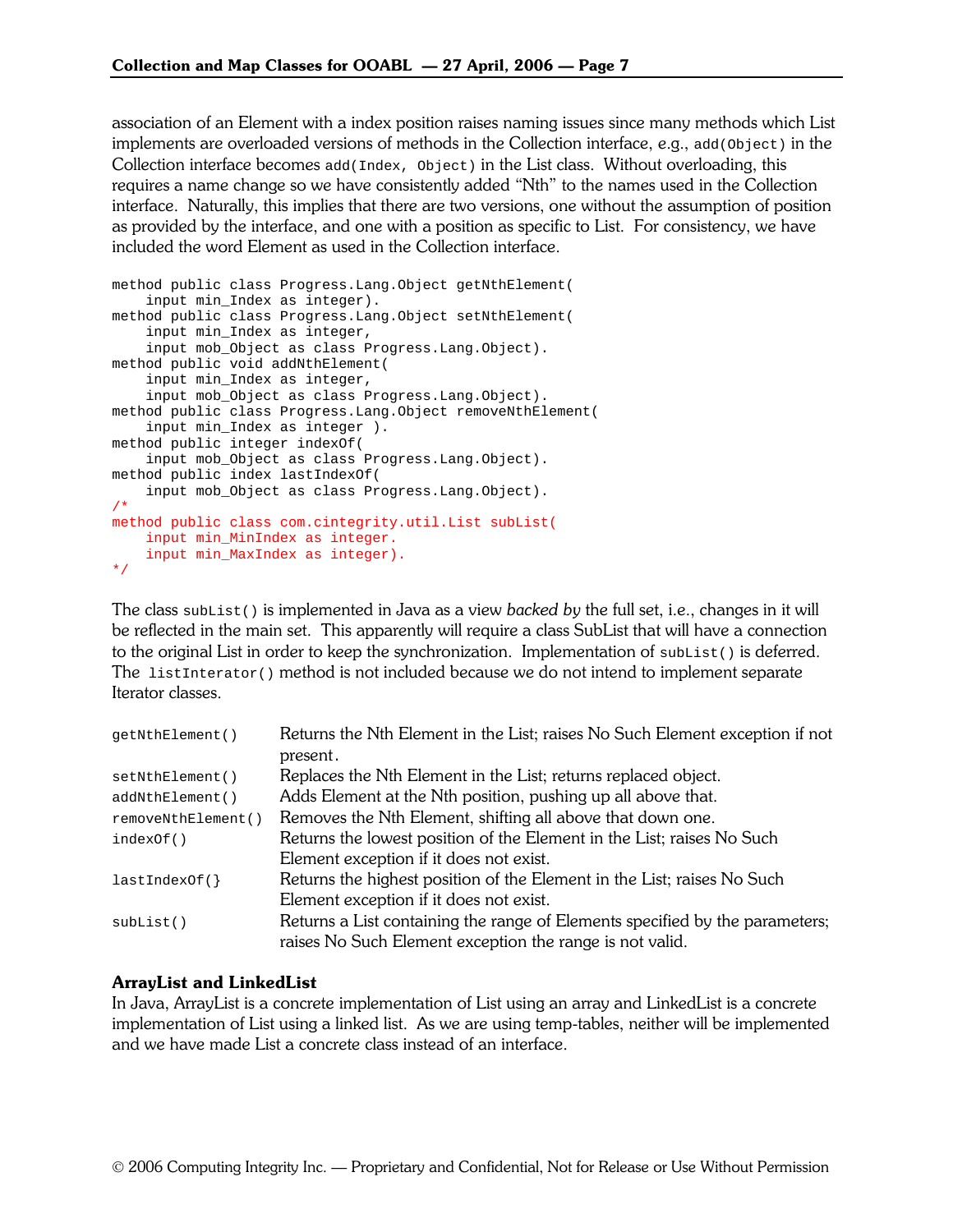association of an Element with a index position raises naming issues since many methods which List implements are overloaded versions of methods in the Collection interface, e.g., `add(Object)` in the Collection interface becomes `add(Index, Object)` in the List class. Without overloading, this requires a name change so we have consistently added "Nth" to the names used in the Collection interface. Naturally, this implies that there are two versions, one without the assumption of position as provided by the interface, and one with a position as specific to List. For consistency, we have included the word Element as used in the Collection interface.

```
method public class Progress.Lang.Object getNthElement(
    input min_Index as integer).
method public class Progress.Lang.Object setNthElement(
    input min_Index as integer,
    input mob_Object as class Progress.Lang.Object).
method public void addNthElement(
    input min_Index as integer,
    input mob_Object as class Progress.Lang.Object).
method public class Progress.Lang.Object removeNthElement(
    input min_Index as integer ).
method public integer indexOf(
    input mob_Object as class Progress.Lang.Object).
method public index lastIndexOf(
    input mob_Object as class Progress.Lang.Object).
/*
method public class com.cintegrity.util.List subList(
    input min_MinIndex as integer.
    input min_MaxIndex as integer).
*/
```

The class `subList()` is implemented in Java as a view *backed by* the full set, i.e., changes in it will be reflected in the main set. This apparently will require a class SubList that will have a connection to the original List in order to keep the synchronization. Implementation of `subList()` is deferred. The `listInterator()` method is not included because we do not intend to implement separate Iterator classes.

| | |
|---|---|
| `getNthElement()` | Returns the Nth Element in the List; raises No Such Element exception if not present. |
| `setNthElement()` | Replaces the Nth Element in the List; returns replaced object. |
| `addNthElement()` | Adds Element at the Nth position, pushing up all above that. |
| `removeNthElement()` | Removes the Nth Element, shifting all above that down one. |
| `indexOf()` | Returns the lowest position of the Element in the List; raises No Such Element exception if it does not exist. |
| `lastIndexOf(}` | Returns the highest position of the Element in the List; raises No Such Element exception if it does not exist. |
| `subList()` | Returns a List containing the range of Elements specified by the parameters; raises No Such Element exception the range is not valid. |

### ArrayList and LinkedList

In Java, ArrayList is a concrete implementation of List using an array and LinkedList is a concrete implementation of List using a linked list. As we are using temp-tables, neither will be implemented and we have made List a concrete class instead of an interface.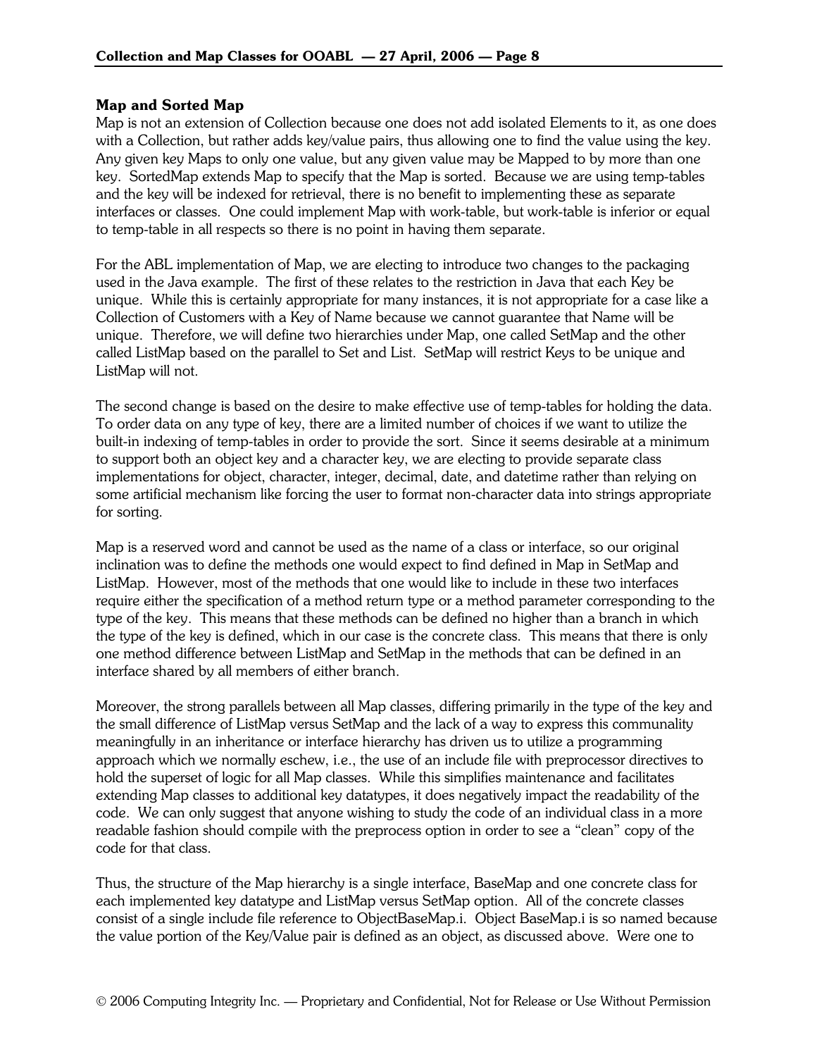### Map and Sorted Map

Map is not an extension of Collection because one does not add isolated Elements to it, as one does with a Collection, but rather adds key/value pairs, thus allowing one to find the value using the key. Any given key Maps to only one value, but any given value may be Mapped to by more than one key. SortedMap extends Map to specify that the Map is sorted. Because we are using temp-tables and the key will be indexed for retrieval, there is no benefit to implementing these as separate interfaces or classes. One could implement Map with work-table, but work-table is inferior or equal to temp-table in all respects so there is no point in having them separate.

For the ABL implementation of Map, we are electing to introduce two changes to the packaging used in the Java example. The first of these relates to the restriction in Java that each Key be unique. While this is certainly appropriate for many instances, it is not appropriate for a case like a Collection of Customers with a Key of Name because we cannot guarantee that Name will be unique. Therefore, we will define two hierarchies under Map, one called SetMap and the other called ListMap based on the parallel to Set and List. SetMap will restrict Keys to be unique and ListMap will not.

The second change is based on the desire to make effective use of temp-tables for holding the data. To order data on any type of key, there are a limited number of choices if we want to utilize the built-in indexing of temp-tables in order to provide the sort. Since it seems desirable at a minimum to support both an object key and a character key, we are electing to provide separate class implementations for object, character, integer, decimal, date, and datetime rather than relying on some artificial mechanism like forcing the user to format non-character data into strings appropriate for sorting.

Map is a reserved word and cannot be used as the name of a class or interface, so our original inclination was to define the methods one would expect to find defined in Map in SetMap and ListMap. However, most of the methods that one would like to include in these two interfaces require either the specification of a method return type or a method parameter corresponding to the type of the key. This means that these methods can be defined no higher than a branch in which the type of the key is defined, which in our case is the concrete class. This means that there is only one method difference between ListMap and SetMap in the methods that can be defined in an interface shared by all members of either branch.

Moreover, the strong parallels between all Map classes, differing primarily in the type of the key and the small difference of ListMap versus SetMap and the lack of a way to express this communality meaningfully in an inheritance or interface hierarchy has driven us to utilize a programming approach which we normally eschew, i.e., the use of an include file with preprocessor directives to hold the superset of logic for all Map classes. While this simplifies maintenance and facilitates extending Map classes to additional key datatypes, it does negatively impact the readability of the code. We can only suggest that anyone wishing to study the code of an individual class in a more readable fashion should compile with the preprocess option in order to see a "clean" copy of the code for that class.

Thus, the structure of the Map hierarchy is a single interface, BaseMap and one concrete class for each implemented key datatype and ListMap versus SetMap option. All of the concrete classes consist of a single include file reference to ObjectBaseMap.i. Object BaseMap.i is so named because the value portion of the Key/Value pair is defined as an object, as discussed above. Were one to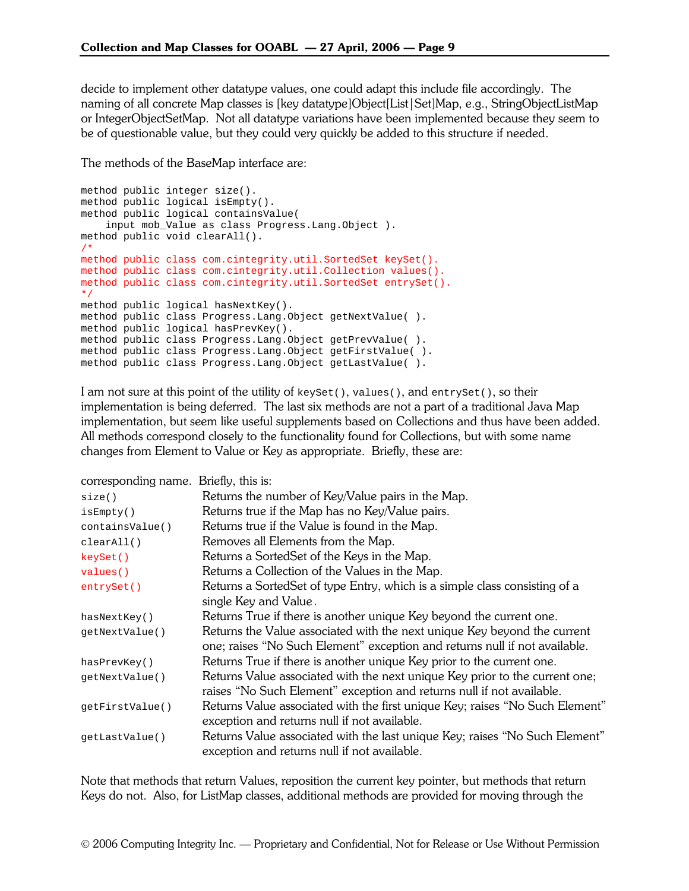decide to implement other datatype values, one could adapt this include file accordingly. The naming of all concrete Map classes is [key datatype]Object[List|Set]Map, e.g., StringObjectListMap or IntegerObjectSetMap. Not all datatype variations have been implemented because they seem to be of questionable value, but they could very quickly be added to this structure if needed.

The methods of the BaseMap interface are:

```
method public integer size().
method public logical isEmpty().
method public logical containsValue(
    input mob_Value as class Progress.Lang.Object ).
method public void clearAll().
/*
method public class com.cintegrity.util.SortedSet keySet().
method public class com.cintegrity.util.Collection values().
method public class com.cintegrity.util.SortedSet entrySet().
*/
method public logical hasNextKey().
method public class Progress.Lang.Object getNextValue( ).
method public logical hasPrevKey().
method public class Progress.Lang.Object getPrevValue( ).
method public class Progress.Lang.Object getFirstValue( ).
method public class Progress.Lang.Object getLastValue( ).
```

I am not sure at this point of the utility of `keySet()`, `values()`, and `entrySet()`, so their implementation is being deferred. The last six methods are not a part of a traditional Java Map implementation, but seem like useful supplements based on Collections and thus have been added. All methods correspond closely to the functionality found for Collections, but with some name changes from Element to Value or Key as appropriate. Briefly, these are:

corresponding name. Briefly, this is:

| | |
|---|---|
| `size()` | Returns the number of Key/Value pairs in the Map. |
| `isEmpty()` | Returns true if the Map has no Key/Value pairs. |
| `containsValue()` | Returns true if the Value is found in the Map. |
| `clearAll()` | Removes all Elements from the Map. |
| `keySet()` | Returns a SortedSet of the Keys in the Map. |
| `values()` | Returns a Collection of the Values in the Map. |
| `entrySet()` | Returns a SortedSet of type Entry, which is a simple class consisting of a single Key and Value. |
| `hasNextKey()` | Returns True if there is another unique Key beyond the current one. |
| `getNextValue()` | Returns the Value associated with the next unique Key beyond the current one; raises "No Such Element" exception and returns null if not available. |
| `hasPrevKey()` | Returns True if there is another unique Key prior to the current one. |
| `getNextValue()` | Returns Value associated with the next unique Key prior to the current one; raises "No Such Element" exception and returns null if not available. |
| `getFirstValue()` | Returns Value associated with the first unique Key; raises "No Such Element" exception and returns null if not available. |
| `getLastValue()` | Returns Value associated with the last unique Key; raises "No Such Element" exception and returns null if not available. |

Note that methods that return Values, reposition the current key pointer, but methods that return Keys do not. Also, for ListMap classes, additional methods are provided for moving through the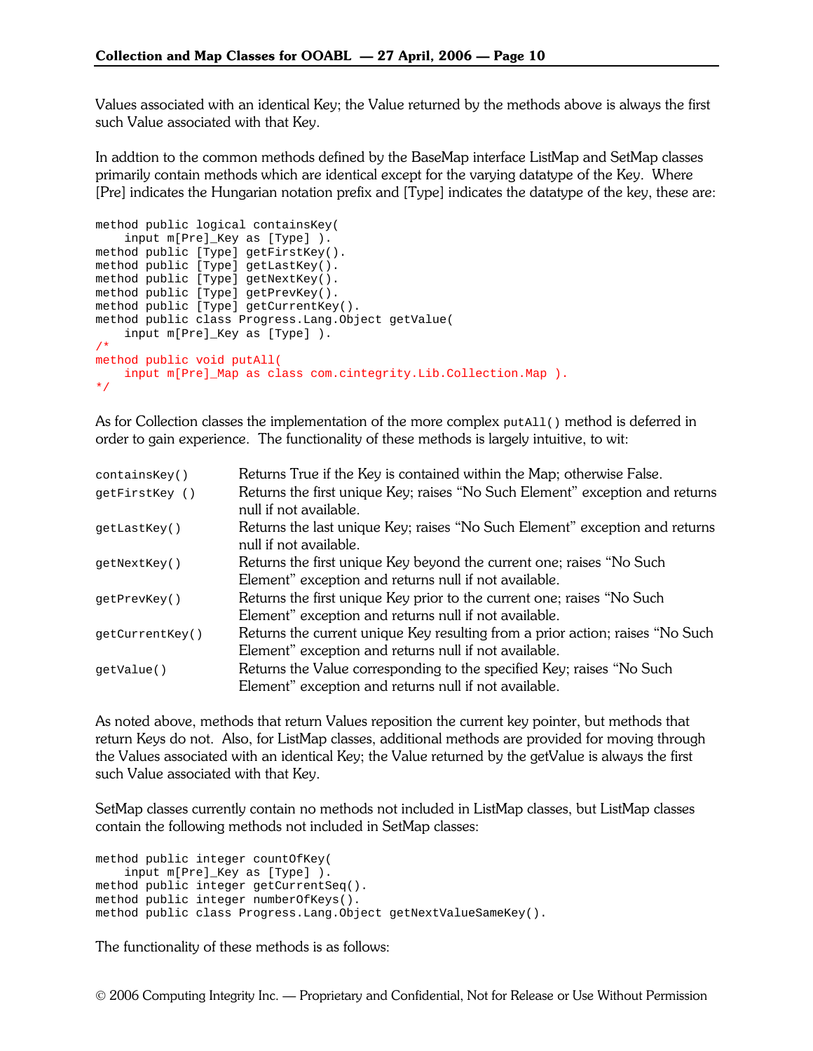Values associated with an identical Key; the Value returned by the methods above is always the first such Value associated with that Key.

In addtion to the common methods defined by the BaseMap interface ListMap and SetMap classes primarily contain methods which are identical except for the varying datatype of the Key. Where [Pre] indicates the Hungarian notation prefix and [Type] indicates the datatype of the key, these are:

```
method public logical containsKey(
    input m[Pre]_Key as [Type] ).
method public [Type] getFirstKey().
method public [Type] getLastKey().
method public [Type] getNextKey().
method public [Type] getPrevKey().
method public [Type] getCurrentKey().
method public class Progress.Lang.Object getValue(
    input m[Pre]_Key as [Type] ).
/*
method public void putAll(
    input m[Pre]_Map as class com.cintegrity.Lib.Collection.Map ).
*/
```

As for Collection classes the implementation of the more complex `putAll()` method is deferred in order to gain experience. The functionality of these methods is largely intuitive, to wit:

| | |
|---|---|
| `containsKey()` | Returns True if the Key is contained within the Map; otherwise False. |
| `getFirstKey ()` | Returns the first unique Key; raises “No Such Element” exception and returns null if not available. |
| `getLastKey()` | Returns the last unique Key; raises “No Such Element” exception and returns null if not available. |
| `getNextKey()` | Returns the first unique Key beyond the current one; raises “No Such Element” exception and returns null if not available. |
| `getPrevKey()` | Returns the first unique Key prior to the current one; raises “No Such Element” exception and returns null if not available. |
| `getCurrentKey()` | Returns the current unique Key resulting from a prior action; raises “No Such Element” exception and returns null if not available. |
| `getValue()` | Returns the Value corresponding to the specified Key; raises “No Such Element” exception and returns null if not available. |

As noted above, methods that return Values reposition the current key pointer, but methods that return Keys do not. Also, for ListMap classes, additional methods are provided for moving through the Values associated with an identical Key; the Value returned by the getValue is always the first such Value associated with that Key.

SetMap classes currently contain no methods not included in ListMap classes, but ListMap classes contain the following methods not included in SetMap classes:

```
method public integer countOfKey(
    input m[Pre]_Key as [Type] ).
method public integer getCurrentSeq().
method public integer numberOfKeys().
method public class Progress.Lang.Object getNextValueSameKey().
```

The functionality of these methods is as follows: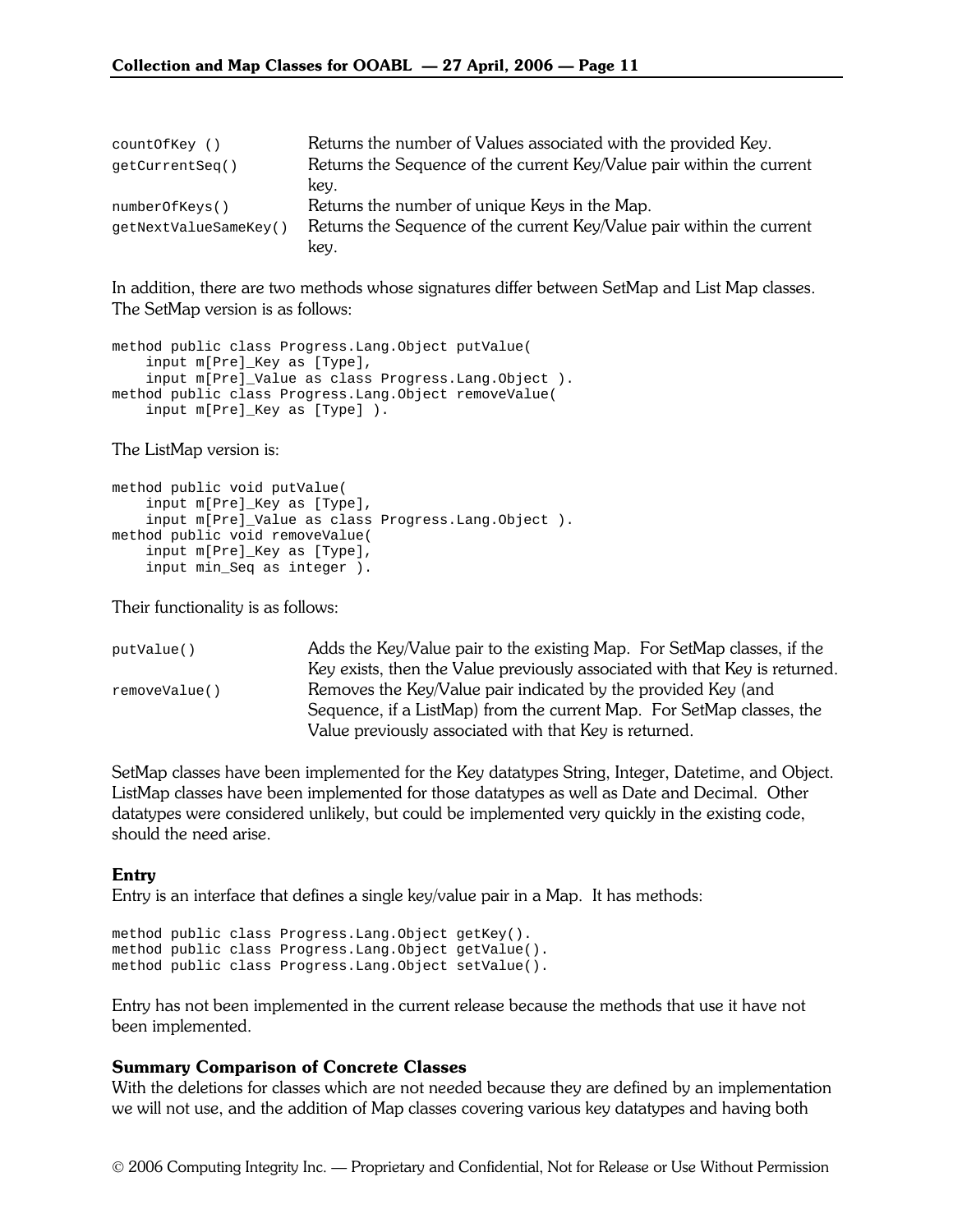| | |
|---|---|
| `countOfKey ()` | Returns the number of Values associated with the provided Key. |
| `getCurrentSeq()` | Returns the Sequence of the current Key/Value pair within the current key. |
| `numberOfKeys()` | Returns the number of unique Keys in the Map. |
| `getNextValueSameKey()` | Returns the Sequence of the current Key/Value pair within the current key. |

In addition, there are two methods whose signatures differ between SetMap and List Map classes. The SetMap version is as follows:

```
method public class Progress.Lang.Object putValue(
    input m[Pre]_Key as [Type],
    input m[Pre]_Value as class Progress.Lang.Object ).
method public class Progress.Lang.Object removeValue(
    input m[Pre]_Key as [Type] ).
```

The ListMap version is:

```
method public void putValue(
    input m[Pre]_Key as [Type],
    input m[Pre]_Value as class Progress.Lang.Object ).
method public void removeValue(
    input m[Pre]_Key as [Type],
    input min_Seq as integer ).
```

Their functionality is as follows:

| | |
|---|---|
| `putValue()` | Adds the Key/Value pair to the existing Map. For SetMap classes, if the Key exists, then the Value previously associated with that Key is returned. |
| `removeValue()` | Removes the Key/Value pair indicated by the provided Key (and Sequence, if a ListMap) from the current Map. For SetMap classes, the Value previously associated with that Key is returned. |

SetMap classes have been implemented for the Key datatypes String, Integer, Datetime, and Object. ListMap classes have been implemented for those datatypes as well as Date and Decimal. Other datatypes were considered unlikely, but could be implemented very quickly in the existing code, should the need arise.

### Entry

Entry is an interface that defines a single key/value pair in a Map. It has methods:

```
method public class Progress.Lang.Object getKey().
method public class Progress.Lang.Object getValue().
method public class Progress.Lang.Object setValue().
```

Entry has not been implemented in the current release because the methods that use it have not been implemented.

### Summary Comparison of Concrete Classes

With the deletions for classes which are not needed because they are defined by an implementation we will not use, and the addition of Map classes covering various key datatypes and having both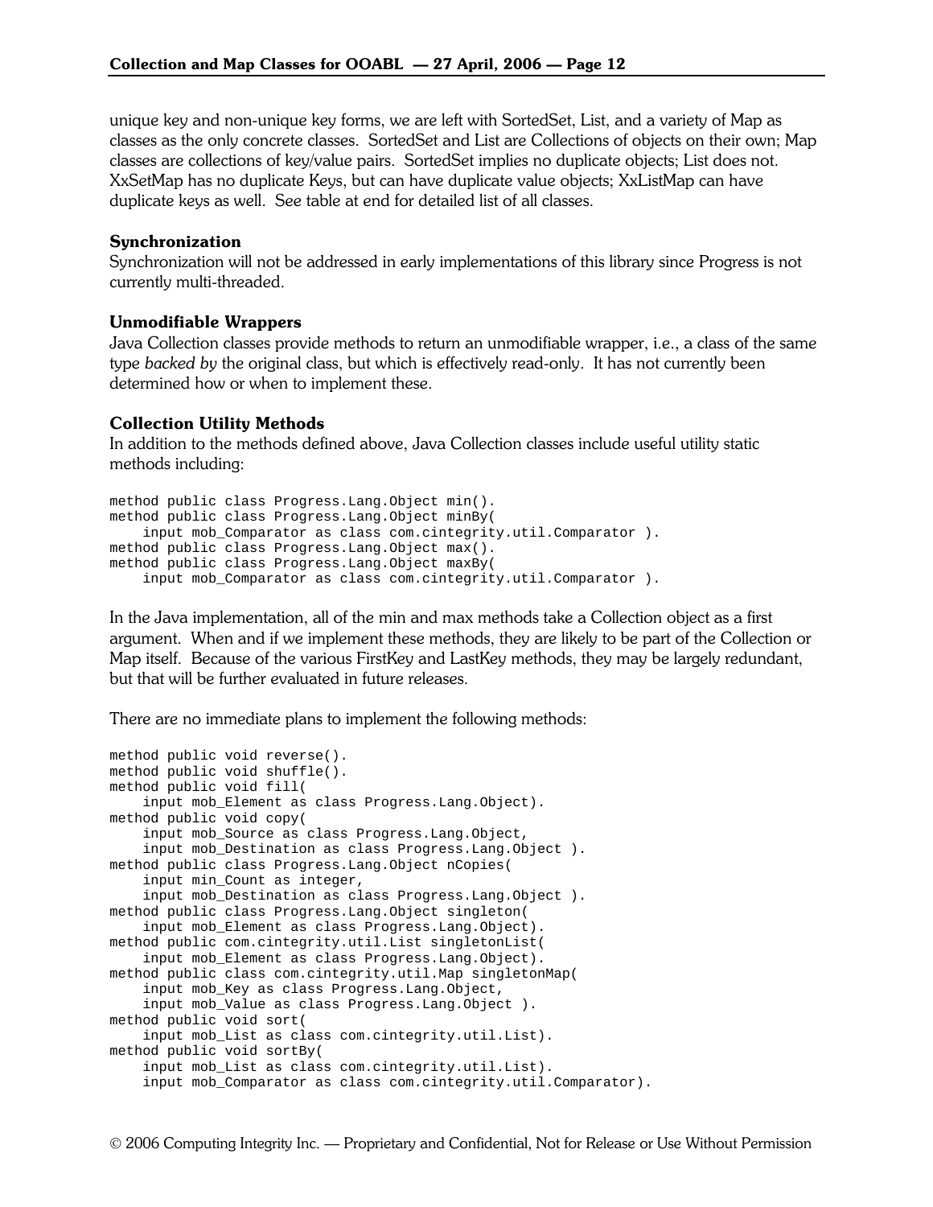unique key and non-unique key forms, we are left with SortedSet, List, and a variety of Map as classes as the only concrete classes. SortedSet and List are Collections of objects on their own; Map classes are collections of key/value pairs. SortedSet implies no duplicate objects; List does not. XxSetMap has no duplicate Keys, but can have duplicate value objects; XxListMap can have duplicate keys as well. See table at end for detailed list of all classes.

### Synchronization

Synchronization will not be addressed in early implementations of this library since Progress is not currently multi-threaded.

### Unmodifiable Wrappers

Java Collection classes provide methods to return an unmodifiable wrapper, i.e., a class of the same type *backed by* the original class, but which is effectively read-only. It has not currently been determined how or when to implement these.

### Collection Utility Methods

In addition to the methods defined above, Java Collection classes include useful utility static methods including:

```
method public class Progress.Lang.Object min().
method public class Progress.Lang.Object minBy(
    input mob_Comparator as class com.cintegrity.util.Comparator ).
method public class Progress.Lang.Object max().
method public class Progress.Lang.Object maxBy(
    input mob_Comparator as class com.cintegrity.util.Comparator ).
```

In the Java implementation, all of the min and max methods take a Collection object as a first argument. When and if we implement these methods, they are likely to be part of the Collection or Map itself. Because of the various FirstKey and LastKey methods, they may be largely redundant, but that will be further evaluated in future releases.

There are no immediate plans to implement the following methods:

```
method public void reverse().
method public void shuffle().
method public void fill(
    input mob_Element as class Progress.Lang.Object).
method public void copy(
    input mob_Source as class Progress.Lang.Object,
    input mob_Destination as class Progress.Lang.Object ).
method public class Progress.Lang.Object nCopies(
    input min_Count as integer,
    input mob_Destination as class Progress.Lang.Object ).
method public class Progress.Lang.Object singleton(
    input mob_Element as class Progress.Lang.Object).
method public com.cintegrity.util.List singletonList(
    input mob_Element as class Progress.Lang.Object).
method public class com.cintegrity.util.Map singletonMap(
    input mob_Key as class Progress.Lang.Object,
    input mob_Value as class Progress.Lang.Object ).
method public void sort(
    input mob_List as class com.cintegrity.util.List).
method public void sortBy(
    input mob_List as class com.cintegrity.util.List).
    input mob_Comparator as class com.cintegrity.util.Comparator).
```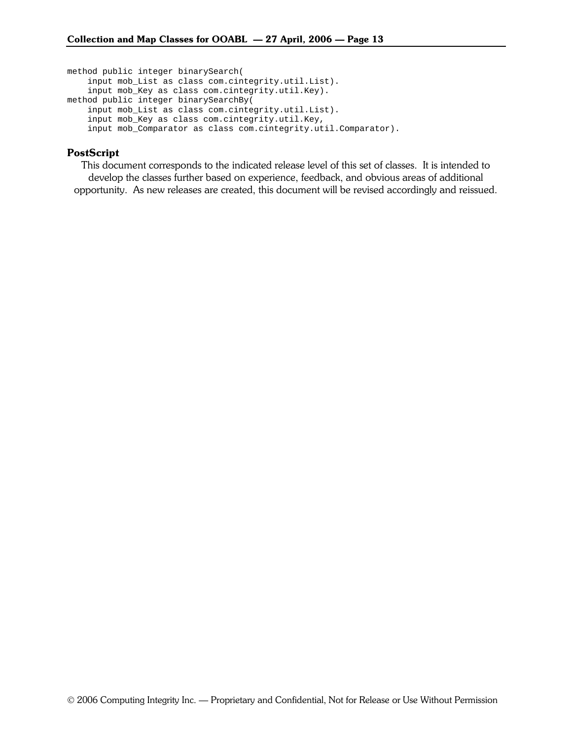```
method public integer binarySearch(
    input mob_List as class com.cintegrity.util.List).
    input mob_Key as class com.cintegrity.util.Key).
method public integer binarySearchBy(
    input mob_List as class com.cintegrity.util.List).
    input mob_Key as class com.cintegrity.util.Key,
    input mob_Comparator as class com.cintegrity.util.Comparator).
```

### PostScript

This document corresponds to the indicated release level of this set of classes. It is intended to develop the classes further based on experience, feedback, and obvious areas of additional opportunity. As new releases are created, this document will be revised accordingly and reissued.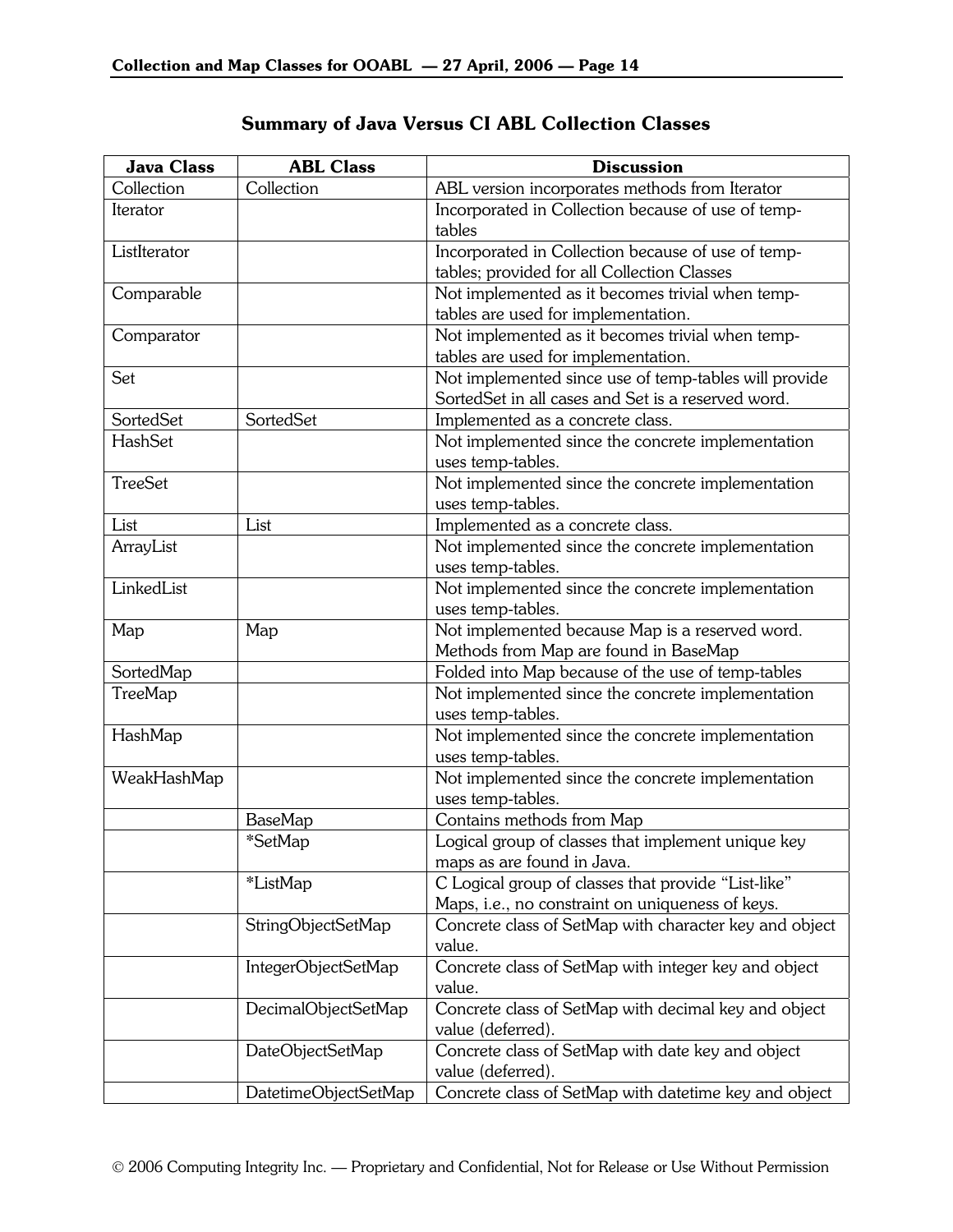## Summary of Java Versus CI ABL Collection Classes

| Java Class | ABL Class | Discussion |
|---|---|---|
| Collection | Collection | ABL version incorporates methods from Iterator |
| Iterator | | Incorporated in Collection because of use of temp-tables |
| ListIterator | | Incorporated in Collection because of use of temp-tables; provided for all Collection Classes |
| Comparable | | Not implemented as it becomes trivial when temp-tables are used for implementation. |
| Comparator | | Not implemented as it becomes trivial when temp-tables are used for implementation. |
| Set | | Not implemented since use of temp-tables will provide SortedSet in all cases and Set is a reserved word. |
| SortedSet | SortedSet | Implemented as a concrete class. |
| HashSet | | Not implemented since the concrete implementation uses temp-tables. |
| TreeSet | | Not implemented since the concrete implementation uses temp-tables. |
| List | List | Implemented as a concrete class. |
| ArrayList | | Not implemented since the concrete implementation uses temp-tables. |
| LinkedList | | Not implemented since the concrete implementation uses temp-tables. |
| Map | Map | Not implemented because Map is a reserved word. Methods from Map are found in BaseMap |
| SortedMap | | Folded into Map because of the use of temp-tables |
| TreeMap | | Not implemented since the concrete implementation uses temp-tables. |
| HashMap | | Not implemented since the concrete implementation uses temp-tables. |
| WeakHashMap | | Not implemented since the concrete implementation uses temp-tables. |
| | BaseMap | Contains methods from Map |
| | *SetMap | Logical group of classes that implement unique key maps as are found in Java. |
| | *ListMap | C Logical group of classes that provide "List-like" Maps, i.e., no constraint on uniqueness of keys. |
| | StringObjectSetMap | Concrete class of SetMap with character key and object value. |
| | IntegerObjectSetMap | Concrete class of SetMap with integer key and object value. |
| | DecimalObjectSetMap | Concrete class of SetMap with decimal key and object value (deferred). |
| | DateObjectSetMap | Concrete class of SetMap with date key and object value (deferred). |
| | DatetimeObjectSetMap | Concrete class of SetMap with datetime key and object |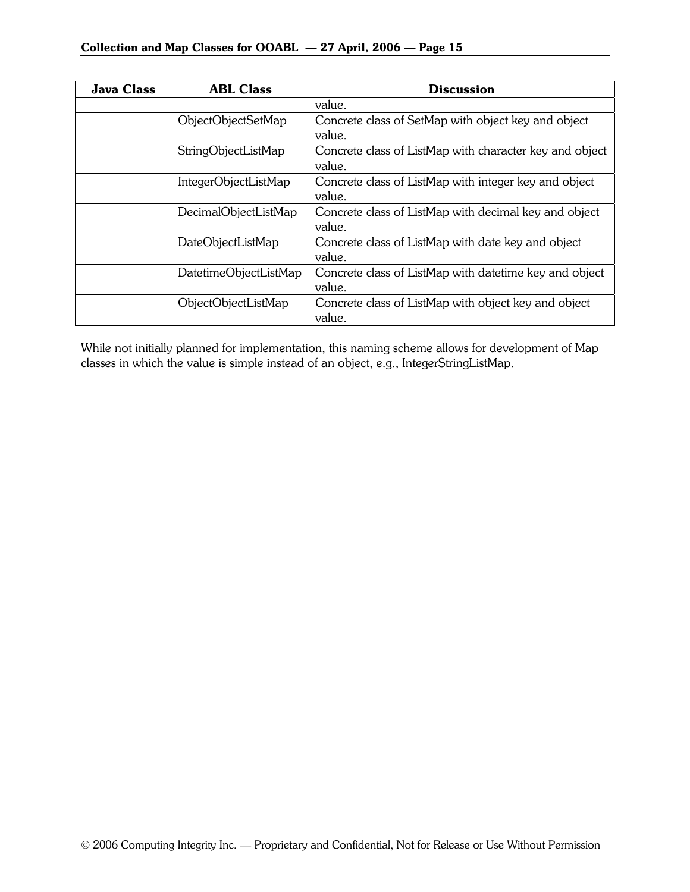| Java Class | ABL Class | Discussion |
| --- | --- | --- |
| | | value. |
| | ObjectObjectSetMap | Concrete class of SetMap with object key and object value. |
| | StringObjectListMap | Concrete class of ListMap with character key and object value. |
| | IntegerObjectListMap | Concrete class of ListMap with integer key and object value. |
| | DecimalObjectListMap | Concrete class of ListMap with decimal key and object value. |
| | DateObjectListMap | Concrete class of ListMap with date key and object value. |
| | DatetimeObjectListMap | Concrete class of ListMap with datetime key and object value. |
| | ObjectObjectListMap | Concrete class of ListMap with object key and object value. |

While not initially planned for implementation, this naming scheme allows for development of Map classes in which the value is simple instead of an object, e.g., IntegerStringListMap.

© 2006 Computing Integrity Inc. — Proprietary and Confidential, Not for Release or Use Without Permission